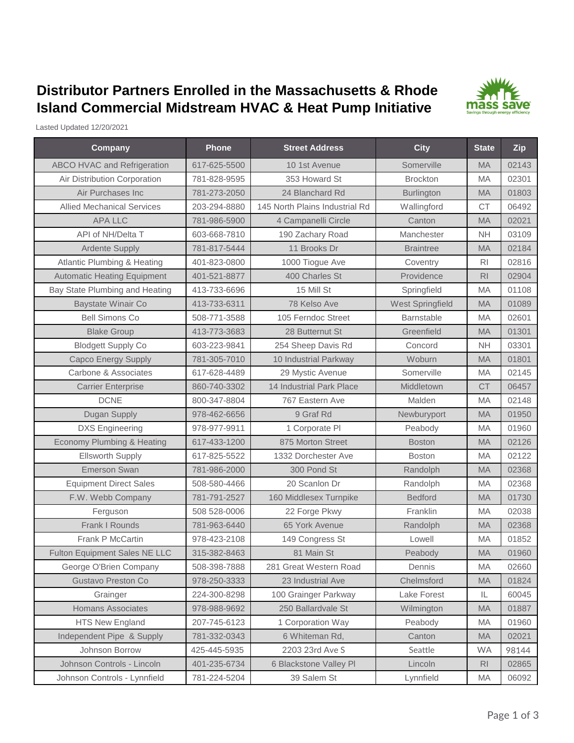# Distributor Partners Enrolled in the Massachusetts & Rhode Island Commercial Midstream HVAC & Heat Pump Initiative

Lasted Updated 12/20/2021

| Company | Phone | Street Address | City | State | Zip |
|---|---|---|---|---|---|
| ABCO HVAC and Refrigeration | 617-625-5500 | 10 1st Avenue | Somerville | MA | 02143 |
| Air Distribution Corporation | 781-828-9595 | 353 Howard St | Brockton | MA | 02301 |
| Air Purchases Inc | 781-273-2050 | 24 Blanchard Rd | Burlington | MA | 01803 |
| Allied Mechanical Services | 203-294-8880 | 145 North Plains Industrial Rd | Wallingford | CT | 06492 |
| APA LLC | 781-986-5900 | 4 Campanelli Circle | Canton | MA | 02021 |
| API of NH/Delta T | 603-668-7810 | 190 Zachary Road | Manchester | NH | 03109 |
| Ardente Supply | 781-817-5444 | 11 Brooks Dr | Braintree | MA | 02184 |
| Atlantic Plumbing & Heating | 401-823-0800 | 1000 Tiogue Ave | Coventry | RI | 02816 |
| Automatic Heating Equipment | 401-521-8877 | 400 Charles St | Providence | RI | 02904 |
| Bay State Plumbing and Heating | 413-733-6696 | 15 Mill St | Springfield | MA | 01108 |
| Baystate Winair Co | 413-733-6311 | 78 Kelso Ave | West Springfield | MA | 01089 |
| Bell Simons Co | 508-771-3588 | 105 Ferndoc Street | Barnstable | MA | 02601 |
| Blake Group | 413-773-3683 | 28 Butternut St | Greenfield | MA | 01301 |
| Blodgett Supply Co | 603-223-9841 | 254 Sheep Davis Rd | Concord | NH | 03301 |
| Capco Energy Supply | 781-305-7010 | 10 Industrial Parkway | Woburn | MA | 01801 |
| Carbone & Associates | 617-628-4489 | 29 Mystic Avenue | Somerville | MA | 02145 |
| Carrier Enterprise | 860-740-3302 | 14 Industrial Park Place | Middletown | CT | 06457 |
| DCNE | 800-347-8804 | 767 Eastern Ave | Malden | MA | 02148 |
| Dugan Supply | 978-462-6656 | 9 Graf Rd | Newburyport | MA | 01950 |
| DXS Engineering | 978-977-9911 | 1 Corporate Pl | Peabody | MA | 01960 |
| Economy Plumbing & Heating | 617-433-1200 | 875 Morton Street | Boston | MA | 02126 |
| Ellsworth Supply | 617-825-5522 | 1332 Dorchester Ave | Boston | MA | 02122 |
| Emerson Swan | 781-986-2000 | 300 Pond St | Randolph | MA | 02368 |
| Equipment Direct Sales | 508-580-4466 | 20 Scanlon Dr | Randolph | MA | 02368 |
| F.W. Webb Company | 781-791-2527 | 160 Middlesex Turnpike | Bedford | MA | 01730 |
| Ferguson | 508 528-0006 | 22 Forge Pkwy | Franklin | MA | 02038 |
| Frank I Rounds | 781-963-6440 | 65 York Avenue | Randolph | MA | 02368 |
| Frank P McCartin | 978-423-2108 | 149 Congress St | Lowell | MA | 01852 |
| Fulton Equipment Sales NE LLC | 315-382-8463 | 81 Main St | Peabody | MA | 01960 |
| George O'Brien Company | 508-398-7888 | 281 Great Western Road | Dennis | MA | 02660 |
| Gustavo Preston Co | 978-250-3333 | 23 Industrial Ave | Chelmsford | MA | 01824 |
| Grainger | 224-300-8298 | 100 Grainger Parkway | Lake Forest | IL | 60045 |
| Homans Associates | 978-988-9692 | 250 Ballardvale St | Wilmington | MA | 01887 |
| HTS New England | 207-745-6123 | 1 Corporation Way | Peabody | MA | 01960 |
| Independent Pipe & Supply | 781-332-0343 | 6 Whiteman Rd, | Canton | MA | 02021 |
| Johnson Borrow | 425-445-5935 | 2203 23rd Ave S | Seattle | WA | 98144 |
| Johnson Controls - Lincoln | 401-235-6734 | 6 Blackstone Valley Pl | Lincoln | RI | 02865 |
| Johnson Controls - Lynnfield | 781-224-5204 | 39 Salem St | Lynnfield | MA | 06092 |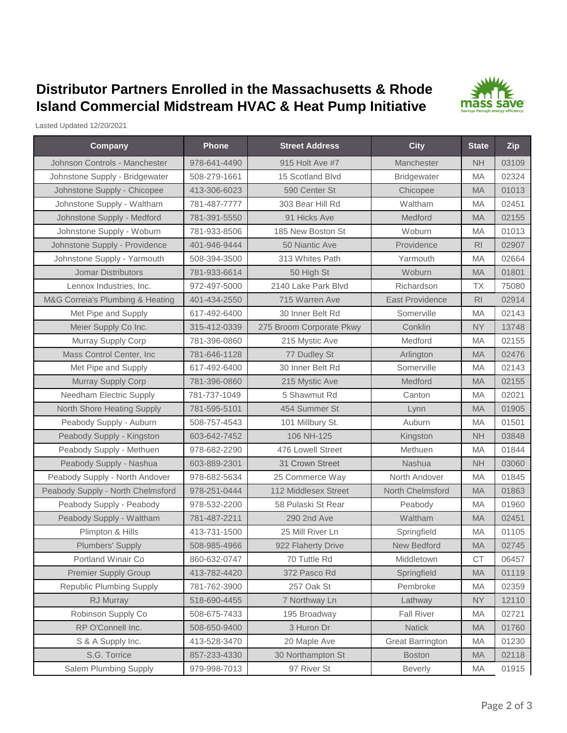# Distributor Partners Enrolled in the Massachusetts & Rhode Island Commercial Midstream HVAC & Heat Pump Initiative

Lasted Updated 12/20/2021

| Company | Phone | Street Address | City | State | Zip |
|---|---|---|---|---|---|
| Johnson Controls - Manchester | 978-641-4490 | 915 Holt Ave #7 | Manchester | NH | 03109 |
| Johnstone Supply - Bridgewater | 508-279-1661 | 15 Scotland Blvd | Bridgewater | MA | 02324 |
| Johnstone Supply - Chicopee | 413-306-6023 | 590 Center St | Chicopee | MA | 01013 |
| Johnstone Supply - Waltham | 781-487-7777 | 303 Bear Hill Rd | Waltham | MA | 02451 |
| Johnstone Supply - Medford | 781-391-5550 | 91 Hicks Ave | Medford | MA | 02155 |
| Johnstone Supply - Woburn | 781-933-8506 | 185 New Boston St | Woburn | MA | 01013 |
| Johnstone Supply - Providence | 401-946-9444 | 50 Niantic Ave | Providence | RI | 02907 |
| Johnstone Supply - Yarmouth | 508-394-3500 | 313 Whites Path | Yarmouth | MA | 02664 |
| Jomar Distributors | 781-933-6614 | 50 High St | Woburn | MA | 01801 |
| Lennox Industries, Inc. | 972-497-5000 | 2140 Lake Park Blvd | Richardson | TX | 75080 |
| M&G Correia's Plumbing & Heating | 401-434-2550 | 715 Warren Ave | East Providence | RI | 02914 |
| Met Pipe and Supply | 617-492-6400 | 30 Inner Belt Rd | Somerville | MA | 02143 |
| Meier Supply Co Inc. | 315-412-0339 | 275 Broom Corporate Pkwy | Conklin | NY | 13748 |
| Murray Supply Corp | 781-396-0860 | 215 Mystic Ave | Medford | MA | 02155 |
| Mass Control Center, Inc | 781-646-1128 | 77 Dudley St | Arlington | MA | 02476 |
| Met Pipe and Supply | 617-492-6400 | 30 Inner Belt Rd | Somerville | MA | 02143 |
| Murray Supply Corp | 781-396-0860 | 215 Mystic Ave | Medford | MA | 02155 |
| Needham Electric Supply | 781-737-1049 | 5 Shawmut Rd | Canton | MA | 02021 |
| North Shore Heating Supply | 781-595-5101 | 454 Summer St | Lynn | MA | 01905 |
| Peabody Supply - Auburn | 508-757-4543 | 101 Millbury St. | Auburn | MA | 01501 |
| Peabody Supply - Kingston | 603-642-7452 | 106 NH-125 | Kingston | NH | 03848 |
| Peabody Supply - Methuen | 978-682-2290 | 476 Lowell Street | Methuen | MA | 01844 |
| Peabody Supply - Nashua | 603-889-2301 | 31 Crown Street | Nashua | NH | 03060 |
| Peabody Supply - North Andover | 978-682-5634 | 25 Commerce Way | North Andover | MA | 01845 |
| Peabody Supply - North Chelmsford | 978-251-0444 | 112 Middlesex Street | North Chelmsford | MA | 01863 |
| Peabody Supply - Peabody | 978-532-2200 | 58 Pulaski St Rear | Peabody | MA | 01960 |
| Peabody Supply - Waltham | 781-487-2211 | 290 2nd Ave | Waltham | MA | 02451 |
| Plimpton & Hills | 413-731-1500 | 25 Mill River Ln | Springfield | MA | 01105 |
| Plumbers' Supply | 508-985-4966 | 922 Flaherty Drive | New Bedford | MA | 02745 |
| Portland Winair Co | 860-632-0747 | 70 Tuttle Rd | Middletown | CT | 06457 |
| Premier Supply Group | 413-782-4420 | 372 Pasco Rd | Springfield | MA | 01119 |
| Republic Plumbing Supply | 781-762-3900 | 257 Oak St | Pembroke | MA | 02359 |
| RJ Murray | 518-690-4455 | 7 Northway Ln | Lathway | NY | 12110 |
| Robinson Supply Co | 508-675-7433 | 195 Broadway | Fall River | MA | 02721 |
| RP O'Connell Inc. | 508-650-9400 | 3 Huron Dr | Natick | MA | 01760 |
| S & A Supply Inc. | 413-528-3470 | 20 Maple Ave | Great Barrington | MA | 01230 |
| S.G. Torrice | 857-233-4330 | 30 Northampton St | Boston | MA | 02118 |
| Salem Plumbing Supply | 979-998-7013 | 97 River St | Beverly | MA | 01915 |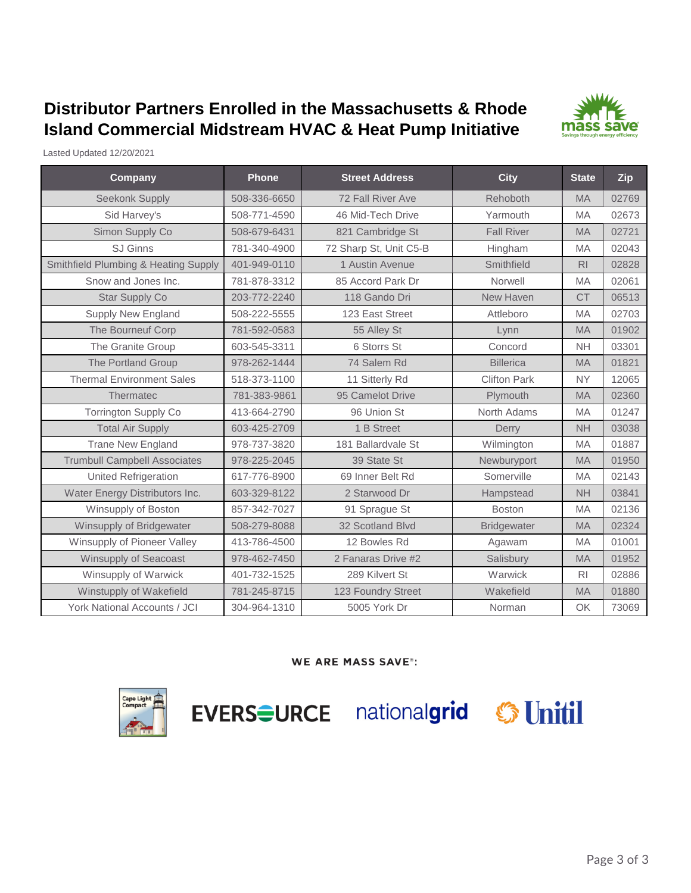# Distributor Partners Enrolled in the Massachusetts & Rhode Island Commercial Midstream HVAC & Heat Pump Initiative

Lasted Updated 12/20/2021

| Company | Phone | Street Address | City | State | Zip |
|---|---|---|---|---|---|
| Seekonk Supply | 508-336-6650 | 72 Fall River Ave | Rehoboth | MA | 02769 |
| Sid Harvey's | 508-771-4590 | 46 Mid-Tech Drive | Yarmouth | MA | 02673 |
| Simon Supply Co | 508-679-6431 | 821 Cambridge St | Fall River | MA | 02721 |
| SJ Ginns | 781-340-4900 | 72 Sharp St, Unit C5-B | Hingham | MA | 02043 |
| Smithfield Plumbing & Heating Supply | 401-949-0110 | 1 Austin Avenue | Smithfield | RI | 02828 |
| Snow and Jones Inc. | 781-878-3312 | 85 Accord Park Dr | Norwell | MA | 02061 |
| Star Supply Co | 203-772-2240 | 118 Gando Dri | New Haven | CT | 06513 |
| Supply New England | 508-222-5555 | 123 East Street | Attleboro | MA | 02703 |
| The Bourneuf Corp | 781-592-0583 | 55 Alley St | Lynn | MA | 01902 |
| The Granite Group | 603-545-3311 | 6 Storrs St | Concord | NH | 03301 |
| The Portland Group | 978-262-1444 | 74 Salem Rd | Billerica | MA | 01821 |
| Thermal Environment Sales | 518-373-1100 | 11 Sitterly Rd | Clifton Park | NY | 12065 |
| Thermatec | 781-383-9861 | 95 Camelot Drive | Plymouth | MA | 02360 |
| Torrington Supply Co | 413-664-2790 | 96 Union St | North Adams | MA | 01247 |
| Total Air Supply | 603-425-2709 | 1 B Street | Derry | NH | 03038 |
| Trane New England | 978-737-3820 | 181 Ballardvale St | Wilmington | MA | 01887 |
| Trumbull Campbell Associates | 978-225-2045 | 39 State St | Newburyport | MA | 01950 |
| United Refrigeration | 617-776-8900 | 69 Inner Belt Rd | Somerville | MA | 02143 |
| Water Energy Distributors Inc. | 603-329-8122 | 2 Starwood Dr | Hampstead | NH | 03841 |
| Winsupply of Boston | 857-342-7027 | 91 Sprague St | Boston | MA | 02136 |
| Winsupply of Bridgewater | 508-279-8088 | 32 Scotland Blvd | Bridgewater | MA | 02324 |
| Winsupply of Pioneer Valley | 413-786-4500 | 12 Bowles Rd | Agawam | MA | 01001 |
| Winsupply of Seacoast | 978-462-7450 | 2 Fanaras Drive #2 | Salisbury | MA | 01952 |
| Winsupply of Warwick | 401-732-1525 | 289 Kilvert St | Warwick | RI | 02886 |
| Winstupply of Wakefield | 781-245-8715 | 123 Foundry Street | Wakefield | MA | 01880 |
| York National Accounts / JCI | 304-964-1310 | 5005 York Dr | Norman | OK | 73069 |

WE ARE MASS SAVE®:

Cape Light Compact EVERSOURCE nationalgrid Unitil